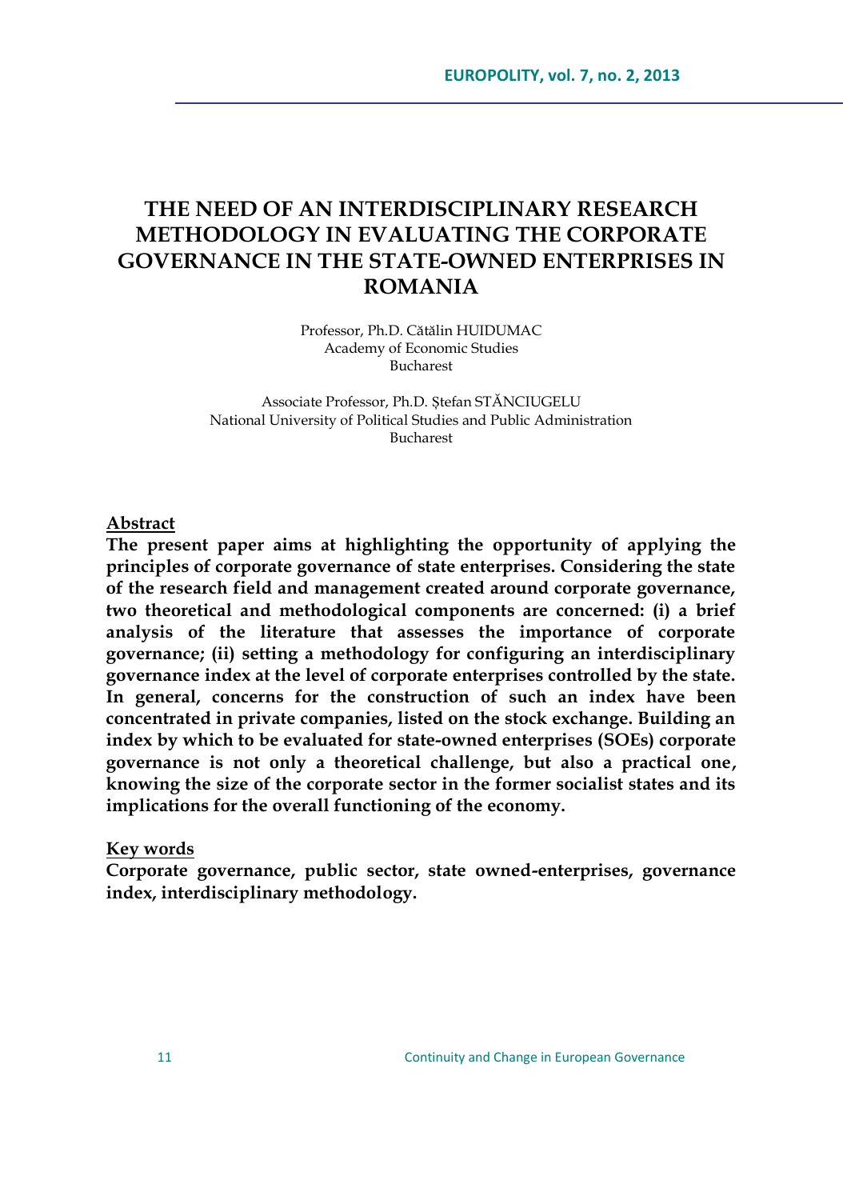# THE NEED OF AN INTERDISCIPLINARY RESEARCH METHODOLOGY IN EVALUATING THE CORPORATE GOVERNANCE IN THE STATE-OWNED ENTERPRISES IN ROMANIA

Professor, Ph.D. Cătălin HUIDUMAC
Academy of Economic Studies
Bucharest

Associate Professor, Ph.D. Ștefan STĂNCIUGELU
National University of Political Studies and Public Administration
Bucharest

**Abstract**

**The present paper aims at highlighting the opportunity of applying the principles of corporate governance of state enterprises. Considering the state of the research field and management created around corporate governance, two theoretical and methodological components are concerned: (i) a brief analysis of the literature that assesses the importance of corporate governance; (ii) setting a methodology for configuring an interdisciplinary governance index at the level of corporate enterprises controlled by the state. In general, concerns for the construction of such an index have been concentrated in private companies, listed on the stock exchange. Building an index by which to be evaluated for state-owned enterprises (SOEs) corporate governance is not only a theoretical challenge, but also a practical one, knowing the size of the corporate sector in the former socialist states and its implications for the overall functioning of the economy.**

**Key words**

**Corporate governance, public sector, state owned-enterprises, governance index, interdisciplinary methodology.**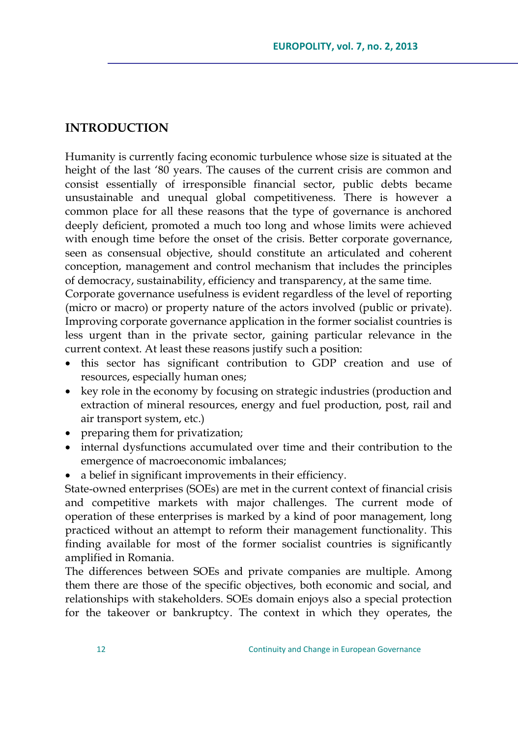## INTRODUCTION

Humanity is currently facing economic turbulence whose size is situated at the height of the last '80 years. The causes of the current crisis are common and consist essentially of irresponsible financial sector, public debts became unsustainable and unequal global competitiveness. There is however a common place for all these reasons that the type of governance is anchored deeply deficient, promoted a much too long and whose limits were achieved with enough time before the onset of the crisis. Better corporate governance, seen as consensual objective, should constitute an articulated and coherent conception, management and control mechanism that includes the principles of democracy, sustainability, efficiency and transparency, at the same time.
Corporate governance usefulness is evident regardless of the level of reporting (micro or macro) or property nature of the actors involved (public or private). Improving corporate governance application in the former socialist countries is less urgent than in the private sector, gaining particular relevance in the current context. At least these reasons justify such a position:

- this sector has significant contribution to GDP creation and use of resources, especially human ones;
- key role in the economy by focusing on strategic industries (production and extraction of mineral resources, energy and fuel production, post, rail and air transport system, etc.)
- preparing them for privatization;
- internal dysfunctions accumulated over time and their contribution to the emergence of macroeconomic imbalances;
- a belief in significant improvements in their efficiency.

State-owned enterprises (SOEs) are met in the current context of financial crisis and competitive markets with major challenges. The current mode of operation of these enterprises is marked by a kind of poor management, long practiced without an attempt to reform their management functionality. This finding available for most of the former socialist countries is significantly amplified in Romania.
The differences between SOEs and private companies are multiple. Among them there are those of the specific objectives, both economic and social, and relationships with stakeholders. SOEs domain enjoys also a special protection for the takeover or bankruptcy. The context in which they operates, the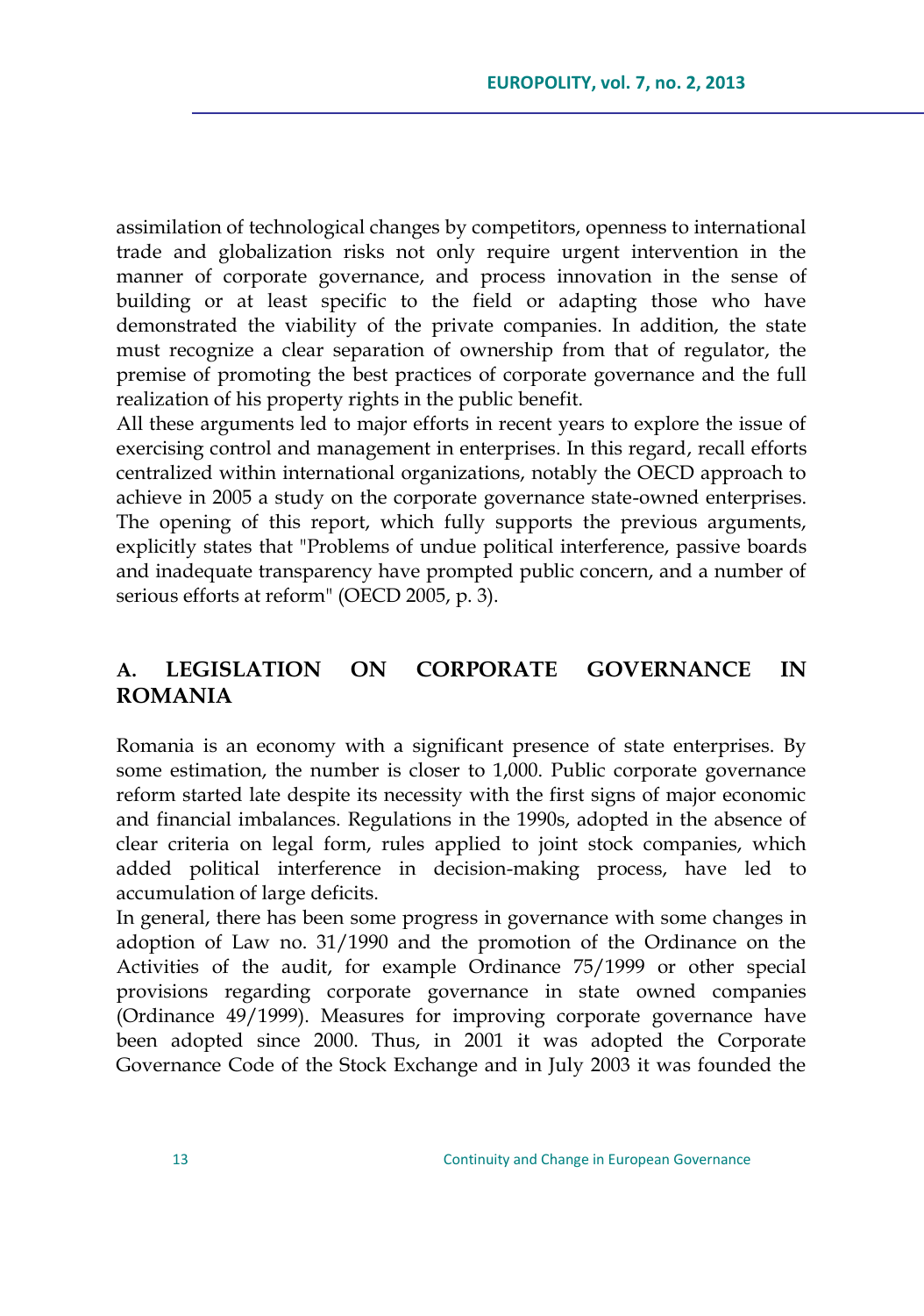assimilation of technological changes by competitors, openness to international trade and globalization risks not only require urgent intervention in the manner of corporate governance, and process innovation in the sense of building or at least specific to the field or adapting those who have demonstrated the viability of the private companies. In addition, the state must recognize a clear separation of ownership from that of regulator, the premise of promoting the best practices of corporate governance and the full realization of his property rights in the public benefit.

All these arguments led to major efforts in recent years to explore the issue of exercising control and management in enterprises. In this regard, recall efforts centralized within international organizations, notably the OECD approach to achieve in 2005 a study on the corporate governance state-owned enterprises. The opening of this report, which fully supports the previous arguments, explicitly states that "Problems of undue political interference, passive boards and inadequate transparency have prompted public concern, and a number of serious efforts at reform" (OECD 2005, p. 3).

## A. LEGISLATION ON CORPORATE GOVERNANCE IN ROMANIA

Romania is an economy with a significant presence of state enterprises. By some estimation, the number is closer to 1,000. Public corporate governance reform started late despite its necessity with the first signs of major economic and financial imbalances. Regulations in the 1990s, adopted in the absence of clear criteria on legal form, rules applied to joint stock companies, which added political interference in decision-making process, have led to accumulation of large deficits.

In general, there has been some progress in governance with some changes in adoption of Law no. 31/1990 and the promotion of the Ordinance on the Activities of the audit, for example Ordinance 75/1999 or other special provisions regarding corporate governance in state owned companies (Ordinance 49/1999). Measures for improving corporate governance have been adopted since 2000. Thus, in 2001 it was adopted the Corporate Governance Code of the Stock Exchange and in July 2003 it was founded the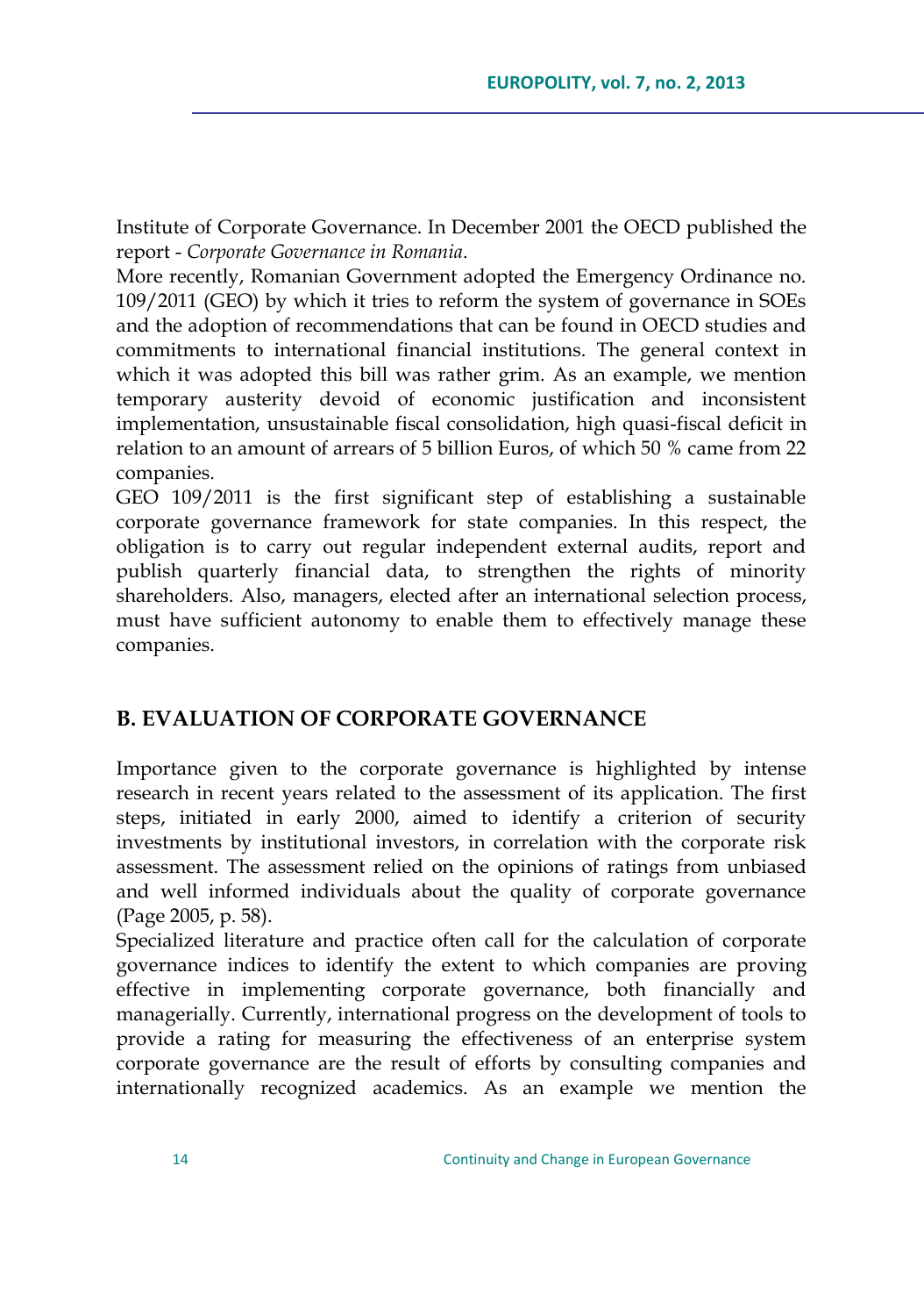Institute of Corporate Governance. In December 2001 the OECD published the report - *Corporate Governance in Romania*.

More recently, Romanian Government adopted the Emergency Ordinance no. 109/2011 (GEO) by which it tries to reform the system of governance in SOEs and the adoption of recommendations that can be found in OECD studies and commitments to international financial institutions. The general context in which it was adopted this bill was rather grim. As an example, we mention temporary austerity devoid of economic justification and inconsistent implementation, unsustainable fiscal consolidation, high quasi-fiscal deficit in relation to an amount of arrears of 5 billion Euros, of which 50 % came from 22 companies.

GEO 109/2011 is the first significant step of establishing a sustainable corporate governance framework for state companies. In this respect, the obligation is to carry out regular independent external audits, report and publish quarterly financial data, to strengthen the rights of minority shareholders. Also, managers, elected after an international selection process, must have sufficient autonomy to enable them to effectively manage these companies.

## B. EVALUATION OF CORPORATE GOVERNANCE

Importance given to the corporate governance is highlighted by intense research in recent years related to the assessment of its application. The first steps, initiated in early 2000, aimed to identify a criterion of security investments by institutional investors, in correlation with the corporate risk assessment. The assessment relied on the opinions of ratings from unbiased and well informed individuals about the quality of corporate governance (Page 2005, p. 58).

Specialized literature and practice often call for the calculation of corporate governance indices to identify the extent to which companies are proving effective in implementing corporate governance, both financially and managerially. Currently, international progress on the development of tools to provide a rating for measuring the effectiveness of an enterprise system corporate governance are the result of efforts by consulting companies and internationally recognized academics. As an example we mention the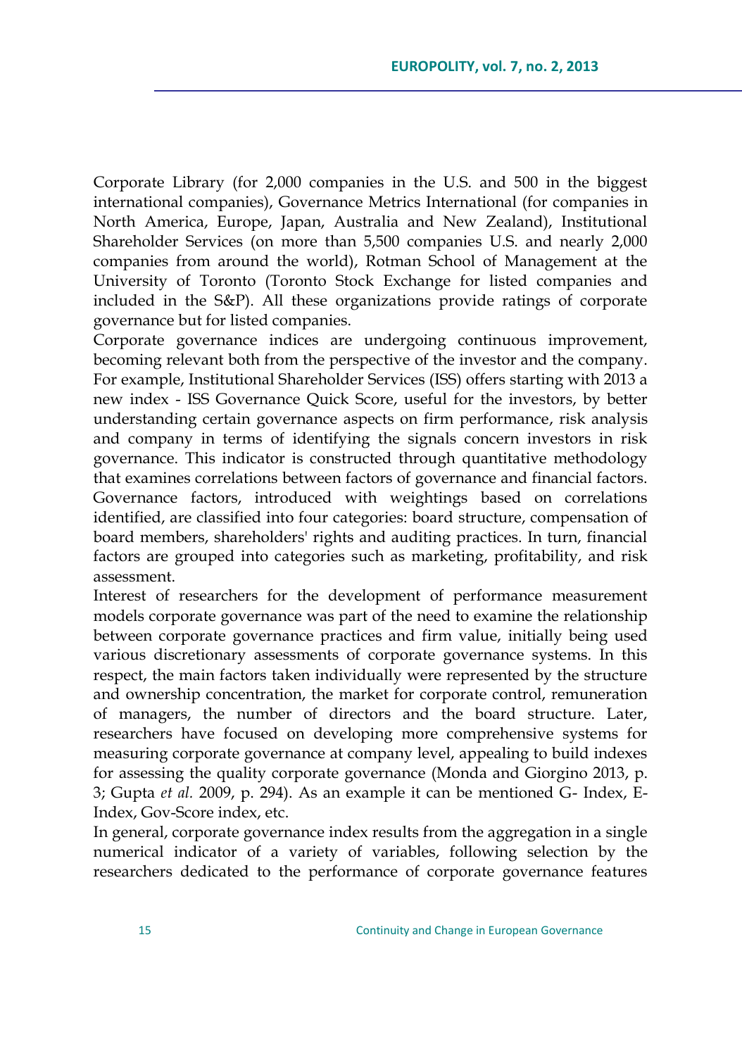Corporate Library (for 2,000 companies in the U.S. and 500 in the biggest international companies), Governance Metrics International (for companies in North America, Europe, Japan, Australia and New Zealand), Institutional Shareholder Services (on more than 5,500 companies U.S. and nearly 2,000 companies from around the world), Rotman School of Management at the University of Toronto (Toronto Stock Exchange for listed companies and included in the S&P). All these organizations provide ratings of corporate governance but for listed companies.

Corporate governance indices are undergoing continuous improvement, becoming relevant both from the perspective of the investor and the company. For example, Institutional Shareholder Services (ISS) offers starting with 2013 a new index - ISS Governance Quick Score, useful for the investors, by better understanding certain governance aspects on firm performance, risk analysis and company in terms of identifying the signals concern investors in risk governance. This indicator is constructed through quantitative methodology that examines correlations between factors of governance and financial factors. Governance factors, introduced with weightings based on correlations identified, are classified into four categories: board structure, compensation of board members, shareholders' rights and auditing practices. In turn, financial factors are grouped into categories such as marketing, profitability, and risk assessment.

Interest of researchers for the development of performance measurement models corporate governance was part of the need to examine the relationship between corporate governance practices and firm value, initially being used various discretionary assessments of corporate governance systems. In this respect, the main factors taken individually were represented by the structure and ownership concentration, the market for corporate control, remuneration of managers, the number of directors and the board structure. Later, researchers have focused on developing more comprehensive systems for measuring corporate governance at company level, appealing to build indexes for assessing the quality corporate governance (Monda and Giorgino 2013, p. 3; Gupta *et al.* 2009, p. 294). As an example it can be mentioned G- Index, E-Index, Gov-Score index, etc.

In general, corporate governance index results from the aggregation in a single numerical indicator of a variety of variables, following selection by the researchers dedicated to the performance of corporate governance features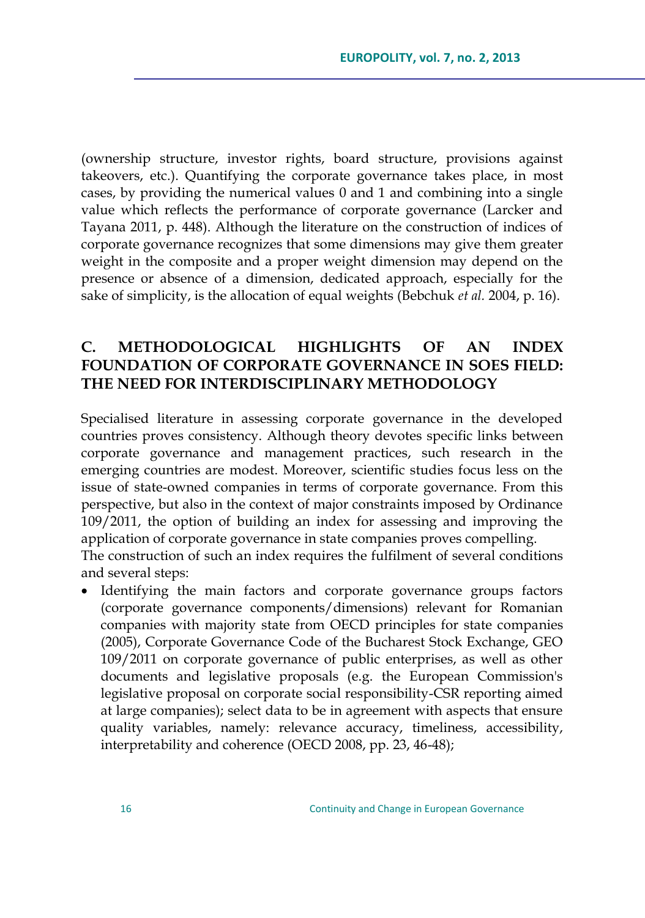(ownership structure, investor rights, board structure, provisions against takeovers, etc.). Quantifying the corporate governance takes place, in most cases, by providing the numerical values 0 and 1 and combining into a single value which reflects the performance of corporate governance (Larcker and Tayana 2011, p. 448). Although the literature on the construction of indices of corporate governance recognizes that some dimensions may give them greater weight in the composite and a proper weight dimension may depend on the presence or absence of a dimension, dedicated approach, especially for the sake of simplicity, is the allocation of equal weights (Bebchuk *et al.* 2004, p. 16).

## C. METHODOLOGICAL HIGHLIGHTS OF AN INDEX FOUNDATION OF CORPORATE GOVERNANCE IN SOES FIELD: THE NEED FOR INTERDISCIPLINARY METHODOLOGY

Specialised literature in assessing corporate governance in the developed countries proves consistency. Although theory devotes specific links between corporate governance and management practices, such research in the emerging countries are modest. Moreover, scientific studies focus less on the issue of state-owned companies in terms of corporate governance. From this perspective, but also in the context of major constraints imposed by Ordinance 109/2011, the option of building an index for assessing and improving the application of corporate governance in state companies proves compelling.

The construction of such an index requires the fulfilment of several conditions and several steps:

- Identifying the main factors and corporate governance groups factors (corporate governance components/dimensions) relevant for Romanian companies with majority state from OECD principles for state companies (2005), Corporate Governance Code of the Bucharest Stock Exchange, GEO 109/2011 on corporate governance of public enterprises, as well as other documents and legislative proposals (e.g. the European Commission's legislative proposal on corporate social responsibility-CSR reporting aimed at large companies); select data to be in agreement with aspects that ensure quality variables, namely: relevance accuracy, timeliness, accessibility, interpretability and coherence (OECD 2008, pp. 23, 46-48);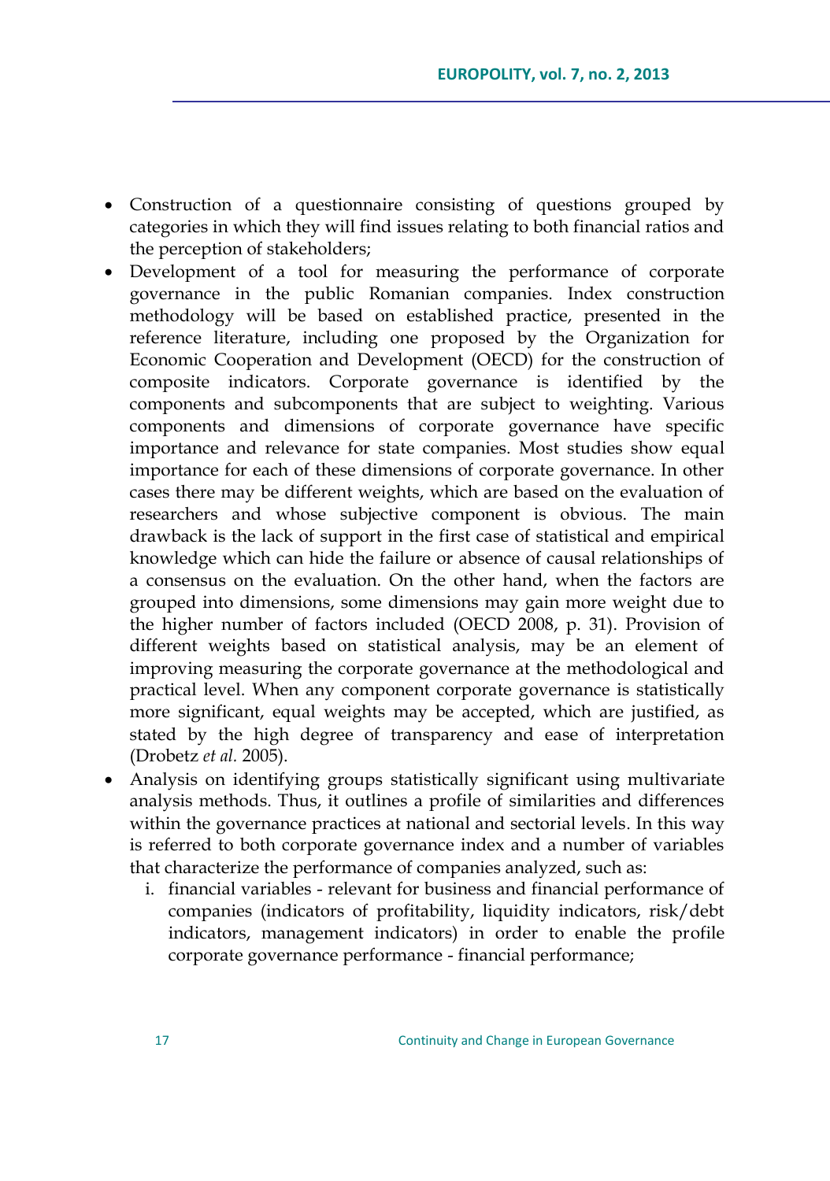- Construction of a questionnaire consisting of questions grouped by categories in which they will find issues relating to both financial ratios and the perception of stakeholders;
- Development of a tool for measuring the performance of corporate governance in the public Romanian companies. Index construction methodology will be based on established practice, presented in the reference literature, including one proposed by the Organization for Economic Cooperation and Development (OECD) for the construction of composite indicators. Corporate governance is identified by the components and subcomponents that are subject to weighting. Various components and dimensions of corporate governance have specific importance and relevance for state companies. Most studies show equal importance for each of these dimensions of corporate governance. In other cases there may be different weights, which are based on the evaluation of researchers and whose subjective component is obvious. The main drawback is the lack of support in the first case of statistical and empirical knowledge which can hide the failure or absence of causal relationships of a consensus on the evaluation. On the other hand, when the factors are grouped into dimensions, some dimensions may gain more weight due to the higher number of factors included (OECD 2008, p. 31). Provision of different weights based on statistical analysis, may be an element of improving measuring the corporate governance at the methodological and practical level. When any component corporate governance is statistically more significant, equal weights may be accepted, which are justified, as stated by the high degree of transparency and ease of interpretation (Drobetz *et al.* 2005).
- Analysis on identifying groups statistically significant using multivariate analysis methods. Thus, it outlines a profile of similarities and differences within the governance practices at national and sectorial levels. In this way is referred to both corporate governance index and a number of variables that characterize the performance of companies analyzed, such as:
    i. financial variables - relevant for business and financial performance of companies (indicators of profitability, liquidity indicators, risk/debt indicators, management indicators) in order to enable the profile corporate governance performance - financial performance;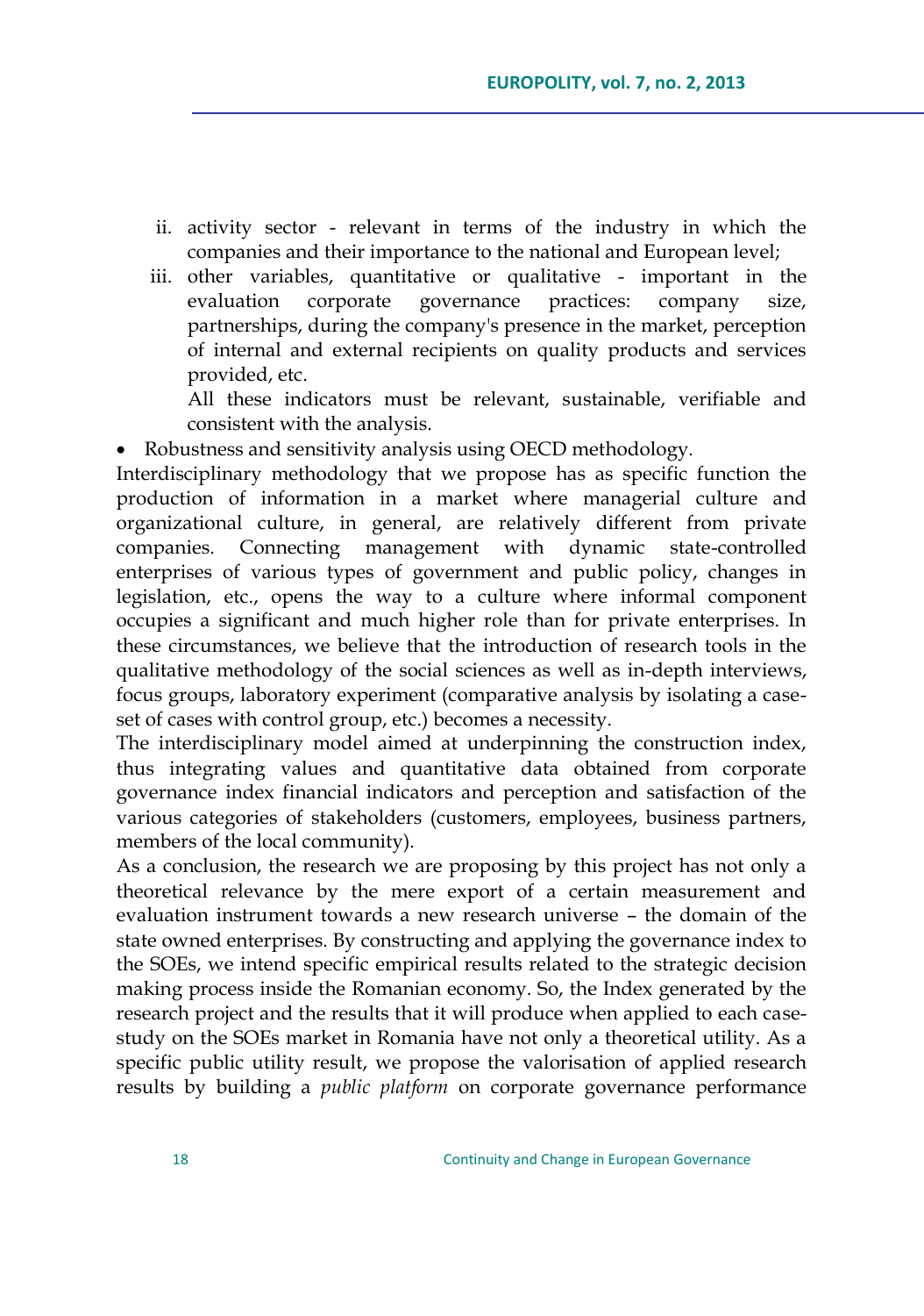ii. activity sector - relevant in terms of the industry in which the companies and their importance to the national and European level;
iii. other variables, quantitative or qualitative - important in the evaluation corporate governance practices: company size, partnerships, during the company's presence in the market, perception of internal and external recipients on quality products and services provided, etc.

   All these indicators must be relevant, sustainable, verifiable and consistent with the analysis.

- Robustness and sensitivity analysis using OECD methodology.

Interdisciplinary methodology that we propose has as specific function the production of information in a market where managerial culture and organizational culture, in general, are relatively different from private companies. Connecting management with dynamic state-controlled enterprises of various types of government and public policy, changes in legislation, etc., opens the way to a culture where informal component occupies a significant and much higher role than for private enterprises. In these circumstances, we believe that the introduction of research tools in the qualitative methodology of the social sciences as well as in-depth interviews, focus groups, laboratory experiment (comparative analysis by isolating a case-set of cases with control group, etc.) becomes a necessity.

The interdisciplinary model aimed at underpinning the construction index, thus integrating values and quantitative data obtained from corporate governance index financial indicators and perception and satisfaction of the various categories of stakeholders (customers, employees, business partners, members of the local community).

As a conclusion, the research we are proposing by this project has not only a theoretical relevance by the mere export of a certain measurement and evaluation instrument towards a new research universe – the domain of the state owned enterprises. By constructing and applying the governance index to the SOEs, we intend specific empirical results related to the strategic decision making process inside the Romanian economy. So, the Index generated by the research project and the results that it will produce when applied to each case-study on the SOEs market in Romania have not only a theoretical utility. As a specific public utility result, we propose the valorisation of applied research results by building a *public platform* on corporate governance performance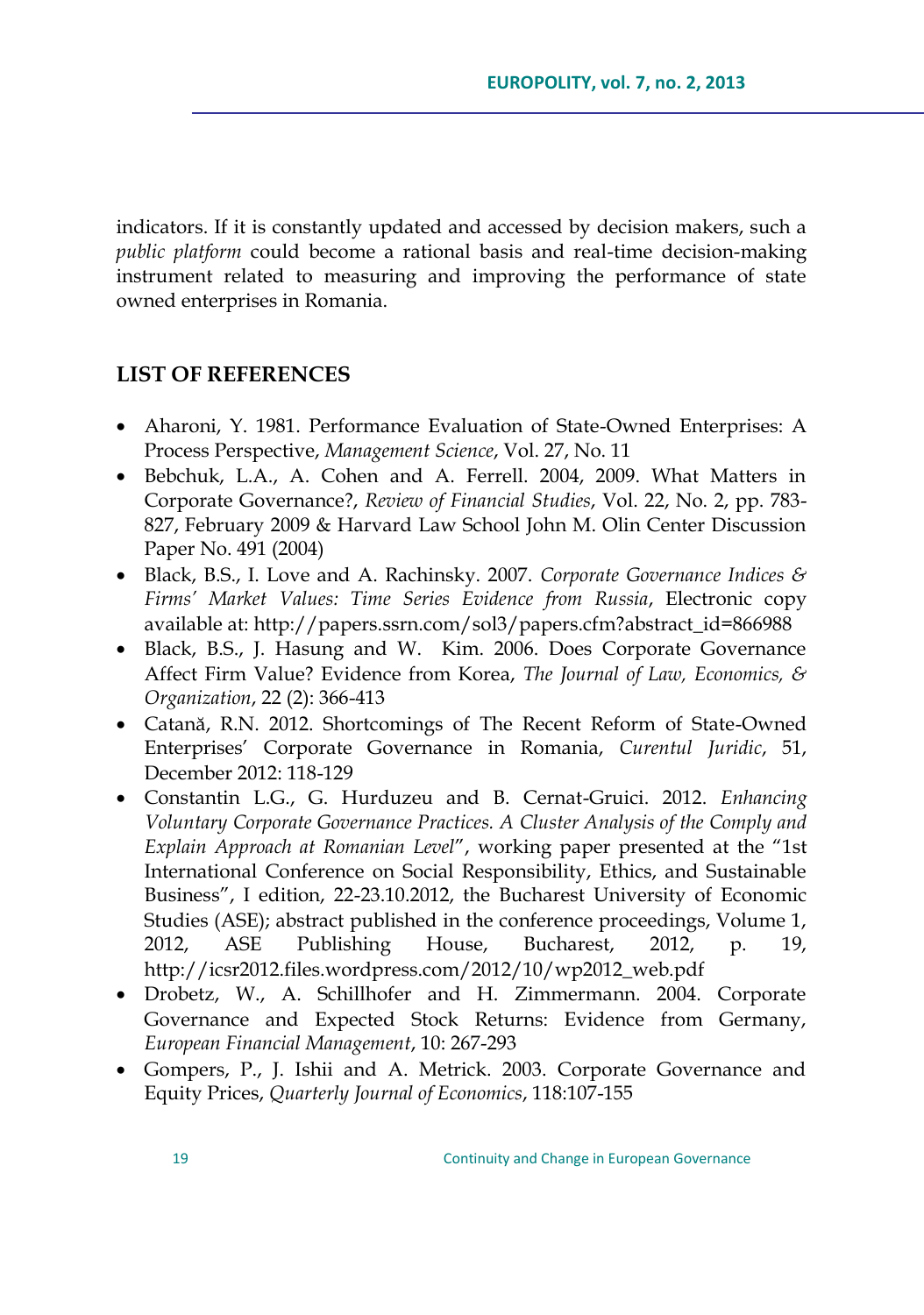indicators. If it is constantly updated and accessed by decision makers, such a *public platform* could become a rational basis and real-time decision-making instrument related to measuring and improving the performance of state owned enterprises in Romania.

## LIST OF REFERENCES

- Aharoni, Y. 1981. Performance Evaluation of State-Owned Enterprises: A Process Perspective, *Management Science*, Vol. 27, No. 11
- Bebchuk, L.A., A. Cohen and A. Ferrell. 2004, 2009. What Matters in Corporate Governance?, *Review of Financial Studies*, Vol. 22, No. 2, pp. 783-827, February 2009 & Harvard Law School John M. Olin Center Discussion Paper No. 491 (2004)
- Black, B.S., I. Love and A. Rachinsky. 2007. *Corporate Governance Indices & Firms' Market Values: Time Series Evidence from Russia*, Electronic copy available at: http://papers.ssrn.com/sol3/papers.cfm?abstract_id=866988
- Black, B.S., J. Hasung and W. Kim. 2006. Does Corporate Governance Affect Firm Value? Evidence from Korea, *The Journal of Law, Economics, & Organization*, 22 (2): 366-413
- Catană, R.N. 2012. Shortcomings of The Recent Reform of State-Owned Enterprises' Corporate Governance in Romania, *Curentul Juridic*, 51, December 2012: 118-129
- Constantin L.G., G. Hurduzeu and B. Cernat-Gruici. 2012. *Enhancing Voluntary Corporate Governance Practices. A Cluster Analysis of the Comply and Explain Approach at Romanian Level*", working paper presented at the "1st International Conference on Social Responsibility, Ethics, and Sustainable Business", I edition, 22-23.10.2012, the Bucharest University of Economic Studies (ASE); abstract published in the conference proceedings, Volume 1, 2012, ASE Publishing House, Bucharest, 2012, p. 19, http://icsr2012.files.wordpress.com/2012/10/wp2012_web.pdf
- Drobetz, W., A. Schillhofer and H. Zimmermann. 2004. Corporate Governance and Expected Stock Returns: Evidence from Germany, *European Financial Management*, 10: 267-293
- Gompers, P., J. Ishii and A. Metrick. 2003. Corporate Governance and Equity Prices, *Quarterly Journal of Economics*, 118:107-155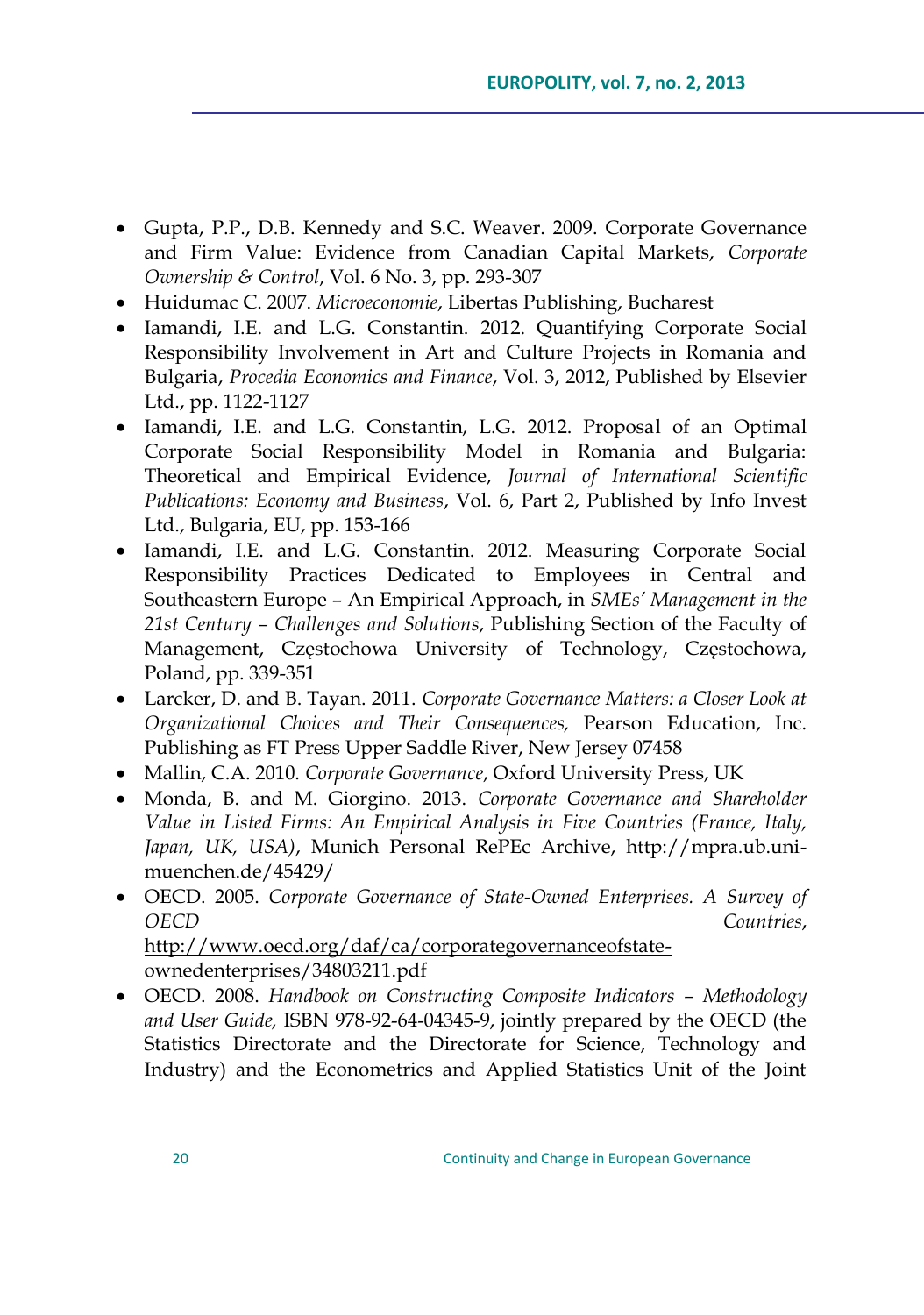- Gupta, P.P., D.B. Kennedy and S.C. Weaver. 2009. Corporate Governance and Firm Value: Evidence from Canadian Capital Markets, *Corporate Ownership & Control*, Vol. 6 No. 3, pp. 293-307
- Huidumac C. 2007. *Microeconomie*, Libertas Publishing, Bucharest
- Iamandi, I.E. and L.G. Constantin. 2012. Quantifying Corporate Social Responsibility Involvement in Art and Culture Projects in Romania and Bulgaria, *Procedia Economics and Finance*, Vol. 3, 2012, Published by Elsevier Ltd., pp. 1122-1127
- Iamandi, I.E. and L.G. Constantin, L.G. 2012. Proposal of an Optimal Corporate Social Responsibility Model in Romania and Bulgaria: Theoretical and Empirical Evidence, *Journal of International Scientific Publications: Economy and Business*, Vol. 6, Part 2, Published by Info Invest Ltd., Bulgaria, EU, pp. 153-166
- Iamandi, I.E. and L.G. Constantin. 2012. Measuring Corporate Social Responsibility Practices Dedicated to Employees in Central and Southeastern Europe – An Empirical Approach, in *SMEs' Management in the 21st Century – Challenges and Solutions*, Publishing Section of the Faculty of Management, Częstochowa University of Technology, Częstochowa, Poland, pp. 339-351
- Larcker, D. and B. Tayan. 2011. *Corporate Governance Matters: a Closer Look at Organizational Choices and Their Consequences,* Pearson Education, Inc. Publishing as FT Press Upper Saddle River, New Jersey 07458
- Mallin, C.A. 2010. *Corporate Governance*, Oxford University Press, UK
- Monda, B. and M. Giorgino. 2013. *Corporate Governance and Shareholder Value in Listed Firms: An Empirical Analysis in Five Countries (France, Italy, Japan, UK, USA)*, Munich Personal RePEc Archive, http://mpra.ub.uni-muenchen.de/45429/
- OECD. 2005. *Corporate Governance of State-Owned Enterprises. A Survey of OECD Countries*, http://www.oecd.org/daf/ca/corporategovernanceofstate-ownedenterprises/34803211.pdf
- OECD. 2008. *Handbook on Constructing Composite Indicators – Methodology and User Guide,* ISBN 978-92-64-04345-9, jointly prepared by the OECD (the Statistics Directorate and the Directorate for Science, Technology and Industry) and the Econometrics and Applied Statistics Unit of the Joint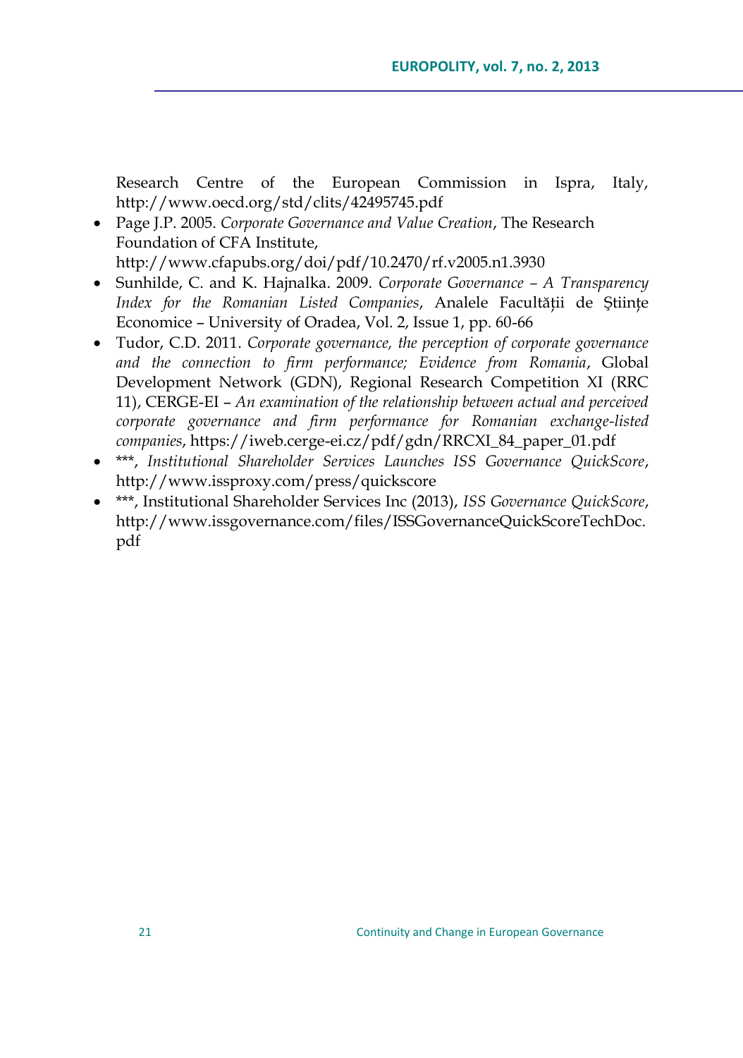Research Centre of the European Commission in Ispra, Italy, http://www.oecd.org/std/clits/42495745.pdf

- Page J.P. 2005. *Corporate Governance and Value Creation*, The Research Foundation of CFA Institute, http://www.cfapubs.org/doi/pdf/10.2470/rf.v2005.n1.3930
- Sunhilde, C. and K. Hajnalka. 2009. *Corporate Governance – A Transparency Index for the Romanian Listed Companies*, Analele Facultății de Științe Economice – University of Oradea, Vol. 2, Issue 1, pp. 60-66
- Tudor, C.D. 2011. *Corporate governance, the perception of corporate governance and the connection to firm performance; Evidence from Romania*, Global Development Network (GDN), Regional Research Competition XI (RRC 11), CERGE-EI – *An examination of the relationship between actual and perceived corporate governance and firm performance for Romanian exchange-listed companies*, https://iweb.cerge-ei.cz/pdf/gdn/RRCXI_84_paper_01.pdf
- ***, *Institutional Shareholder Services Launches ISS Governance QuickScore*, http://www.issproxy.com/press/quickscore
- ***, Institutional Shareholder Services Inc (2013), *ISS Governance QuickScore*, http://www.issgovernance.com/files/ISSGovernanceQuickScoreTechDoc.pdf